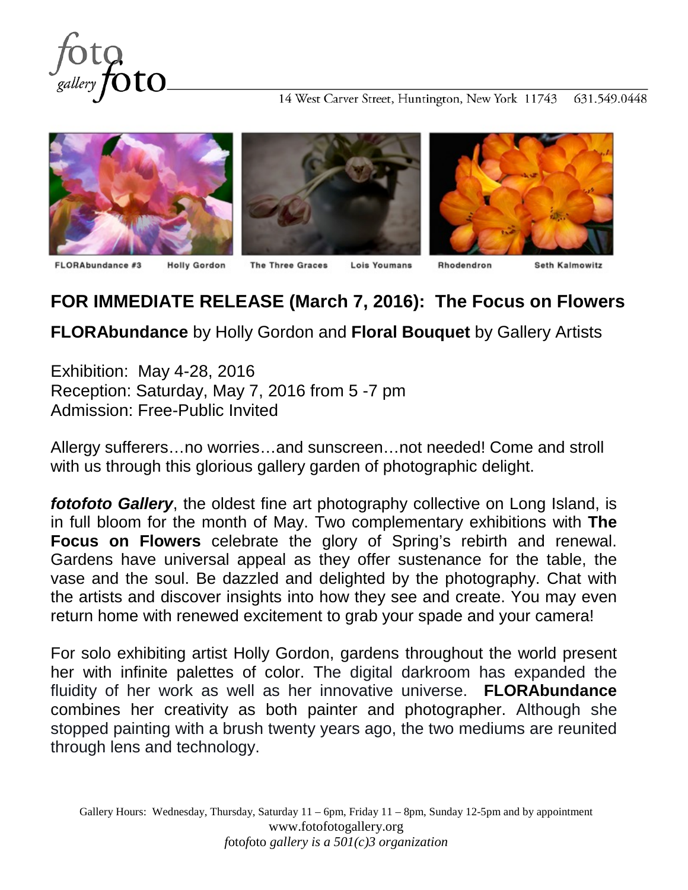fotofoto gallery

14 West Carver Street, Huntington, New York 11743   631.549.0448

FLORAbundance #3   Holly Gordon   The Three Graces   Lois Youmans   Rhodendron   Seth Kalmowitz

## FOR IMMEDIATE RELEASE (March 7, 2016): The Focus on Flowers

**FLORAbundance** by Holly Gordon and **Floral Bouquet** by Gallery Artists

Exhibition: May 4-28, 2016
Reception: Saturday, May 7, 2016 from 5 -7 pm
Admission: Free-Public Invited

Allergy sufferers…no worries…and sunscreen…not needed! Come and stroll with us through this glorious gallery garden of photographic delight.

***fotofoto Gallery***, the oldest fine art photography collective on Long Island, is in full bloom for the month of May. Two complementary exhibitions with **The Focus on Flowers** celebrate the glory of Spring's rebirth and renewal. Gardens have universal appeal as they offer sustenance for the table, the vase and the soul. Be dazzled and delighted by the photography. Chat with the artists and discover insights into how they see and create. You may even return home with renewed excitement to grab your spade and your camera!

For solo exhibiting artist Holly Gordon, gardens throughout the world present her with infinite palettes of color. The digital darkroom has expanded the fluidity of her work as well as her innovative universe. **FLORAbundance** combines her creativity as both painter and photographer. Although she stopped painting with a brush twenty years ago, the two mediums are reunited through lens and technology.

Gallery Hours: Wednesday, Thursday, Saturday 11 – 6pm, Friday 11 – 8pm, Sunday 12-5pm and by appointment
www.fotofotogallery.org
*fotofoto gallery is a 501(c)3 organization*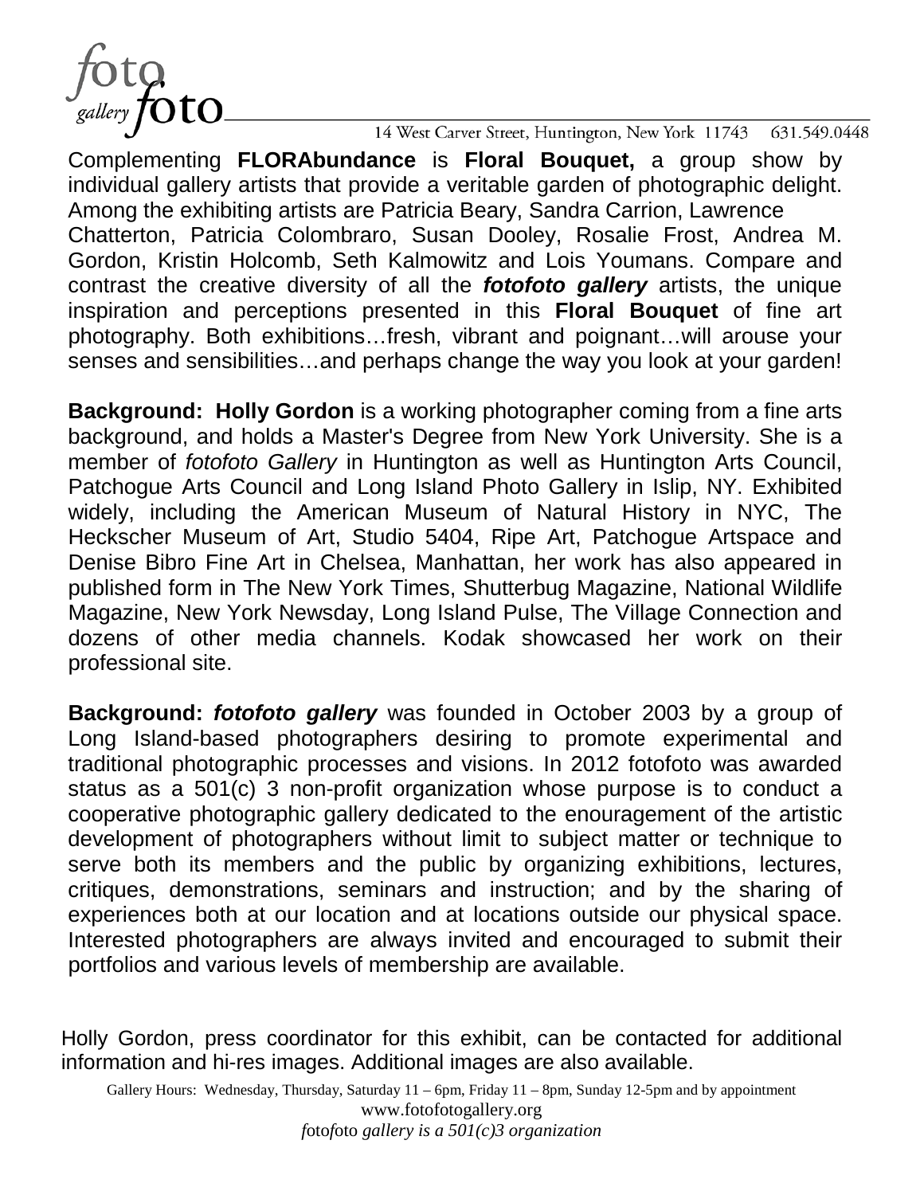Complementing **FLORAbundance** is **Floral Bouquet,** a group show by individual gallery artists that provide a veritable garden of photographic delight. Among the exhibiting artists are Patricia Beary, Sandra Carrion, Lawrence Chatterton, Patricia Colombraro, Susan Dooley, Rosalie Frost, Andrea M. Gordon, Kristin Holcomb, Seth Kalmowitz and Lois Youmans. Compare and contrast the creative diversity of all the ***fotofoto gallery*** artists, the unique inspiration and perceptions presented in this **Floral Bouquet** of fine art photography. Both exhibitions…fresh, vibrant and poignant…will arouse your senses and sensibilities…and perhaps change the way you look at your garden!

**Background: Holly Gordon** is a working photographer coming from a fine arts background, and holds a Master's Degree from New York University. She is a member of *fotofoto Gallery* in Huntington as well as Huntington Arts Council, Patchogue Arts Council and Long Island Photo Gallery in Islip, NY. Exhibited widely, including the American Museum of Natural History in NYC, The Heckscher Museum of Art, Studio 5404, Ripe Art, Patchogue Artspace and Denise Bibro Fine Art in Chelsea, Manhattan, her work has also appeared in published form in The New York Times, Shutterbug Magazine, National Wildlife Magazine, New York Newsday, Long Island Pulse, The Village Connection and dozens of other media channels. Kodak showcased her work on their professional site.

**Background: *fotofoto gallery*** was founded in October 2003 by a group of Long Island-based photographers desiring to promote experimental and traditional photographic processes and visions. In 2012 fotofoto was awarded status as a 501(c) 3 non-profit organization whose purpose is to conduct a cooperative photographic gallery dedicated to the enouragement of the artistic development of photographers without limit to subject matter or technique to serve both its members and the public by organizing exhibitions, lectures, critiques, demonstrations, seminars and instruction; and by the sharing of experiences both at our location and at locations outside our physical space. Interested photographers are always invited and encouraged to submit their portfolios and various levels of membership are available.

Holly Gordon, press coordinator for this exhibit, can be contacted for additional information and hi-res images. Additional images are also available.

Gallery Hours: Wednesday, Thursday, Saturday 11 – 6pm, Friday 11 – 8pm, Sunday 12-5pm and by appointment
www.fotofotogallery.org
*fotofoto gallery is a 501(c)3 organization*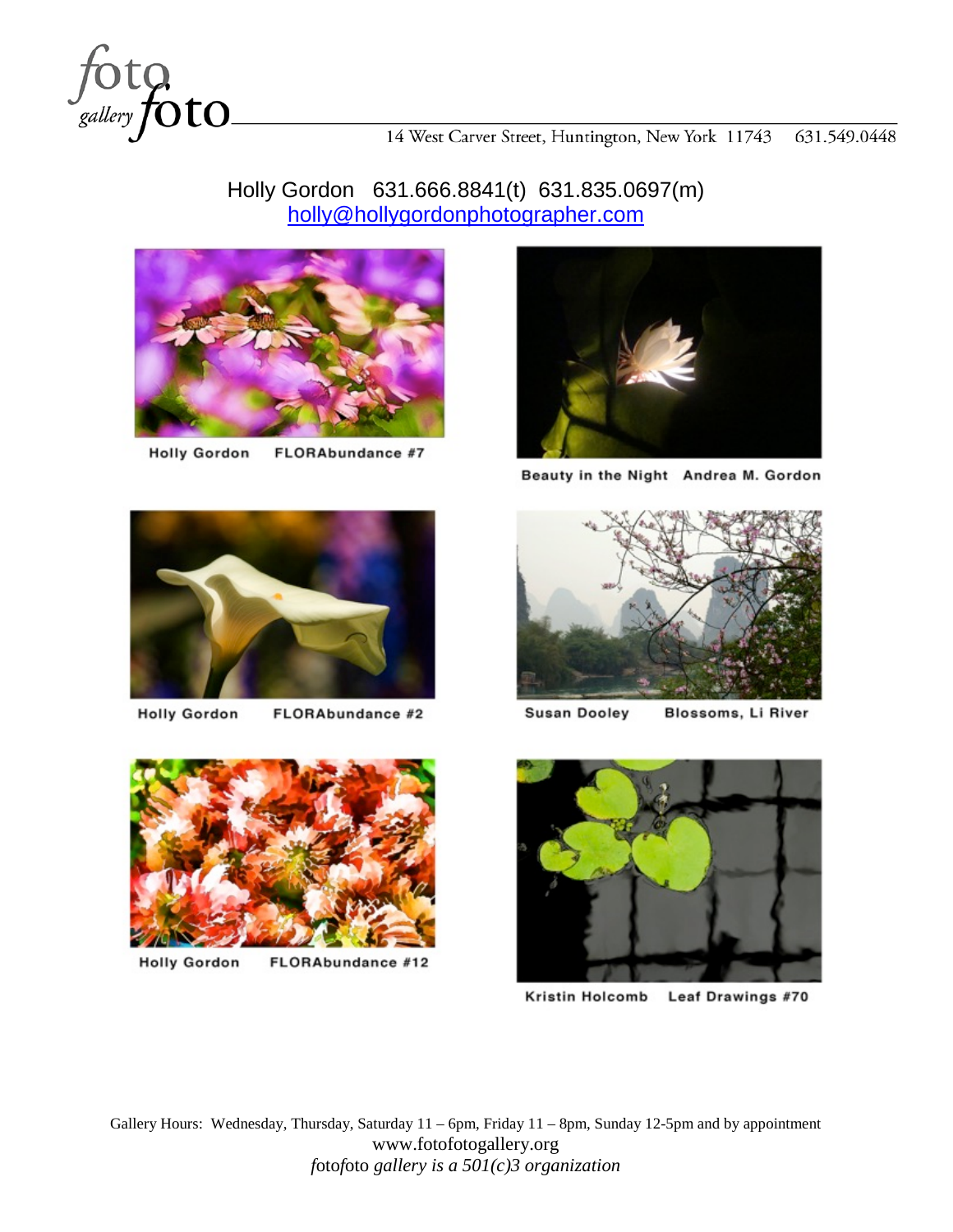14 West Carver Street, Huntington, New York 11743    631.549.0448

Holly Gordon   631.666.8841(t)  631.835.0697(m)
holly@hollygordonphotographer.com

Holly Gordon     FLORAbundance #7

Beauty in the Night   Andrea M. Gordon

Holly Gordon     FLORAbundance #2

Susan Dooley     Blossoms, Li River

Holly Gordon     FLORAbundance #12

Kristin Holcomb     Leaf Drawings #70

Gallery Hours: Wednesday, Thursday, Saturday 11 – 6pm, Friday 11 – 8pm, Sunday 12-5pm and by appointment
www.fotofotogallery.org
*foto*foto *gallery is a 501(c)3 organization*